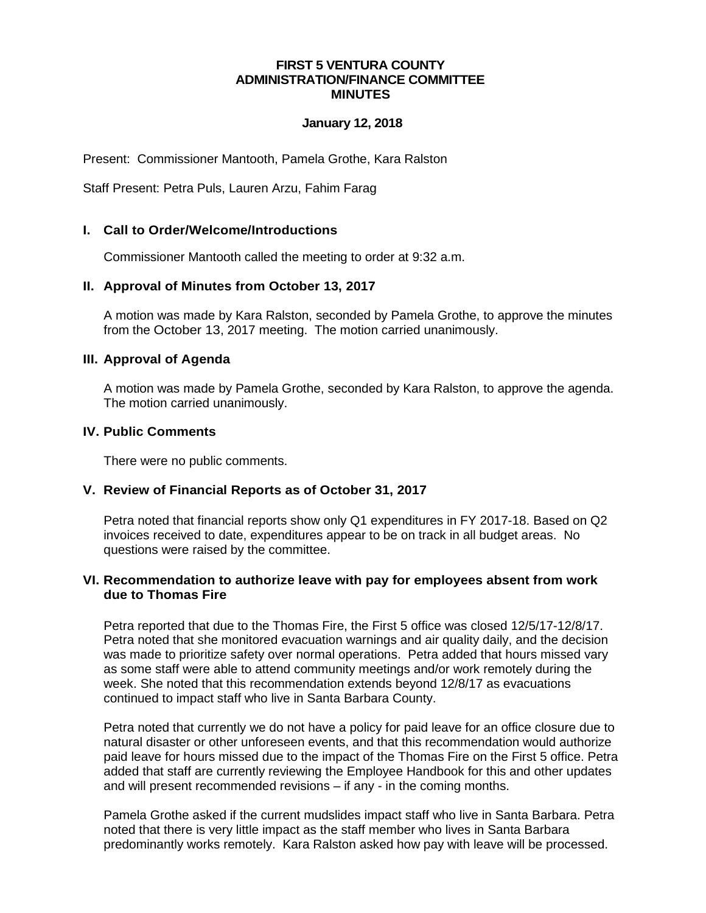# FIRST 5 VENTURA COUNTY
# ADMINISTRATION/FINANCE COMMITTEE
# MINUTES

**January 12, 2018**

Present: Commissioner Mantooth, Pamela Grothe, Kara Ralston

Staff Present: Petra Puls, Lauren Arzu, Fahim Farag

## I. Call to Order/Welcome/Introductions

Commissioner Mantooth called the meeting to order at 9:32 a.m.

## II. Approval of Minutes from October 13, 2017

A motion was made by Kara Ralston, seconded by Pamela Grothe, to approve the minutes from the October 13, 2017 meeting. The motion carried unanimously.

## III. Approval of Agenda

A motion was made by Pamela Grothe, seconded by Kara Ralston, to approve the agenda. The motion carried unanimously.

## IV. Public Comments

There were no public comments.

## V. Review of Financial Reports as of October 31, 2017

Petra noted that financial reports show only Q1 expenditures in FY 2017-18. Based on Q2 invoices received to date, expenditures appear to be on track in all budget areas. No questions were raised by the committee.

## VI. Recommendation to authorize leave with pay for employees absent from work due to Thomas Fire

Petra reported that due to the Thomas Fire, the First 5 office was closed 12/5/17-12/8/17. Petra noted that she monitored evacuation warnings and air quality daily, and the decision was made to prioritize safety over normal operations. Petra added that hours missed vary as some staff were able to attend community meetings and/or work remotely during the week. She noted that this recommendation extends beyond 12/8/17 as evacuations continued to impact staff who live in Santa Barbara County.

Petra noted that currently we do not have a policy for paid leave for an office closure due to natural disaster or other unforeseen events, and that this recommendation would authorize paid leave for hours missed due to the impact of the Thomas Fire on the First 5 office. Petra added that staff are currently reviewing the Employee Handbook for this and other updates and will present recommended revisions – if any - in the coming months.

Pamela Grothe asked if the current mudslides impact staff who live in Santa Barbara. Petra noted that there is very little impact as the staff member who lives in Santa Barbara predominantly works remotely. Kara Ralston asked how pay with leave will be processed.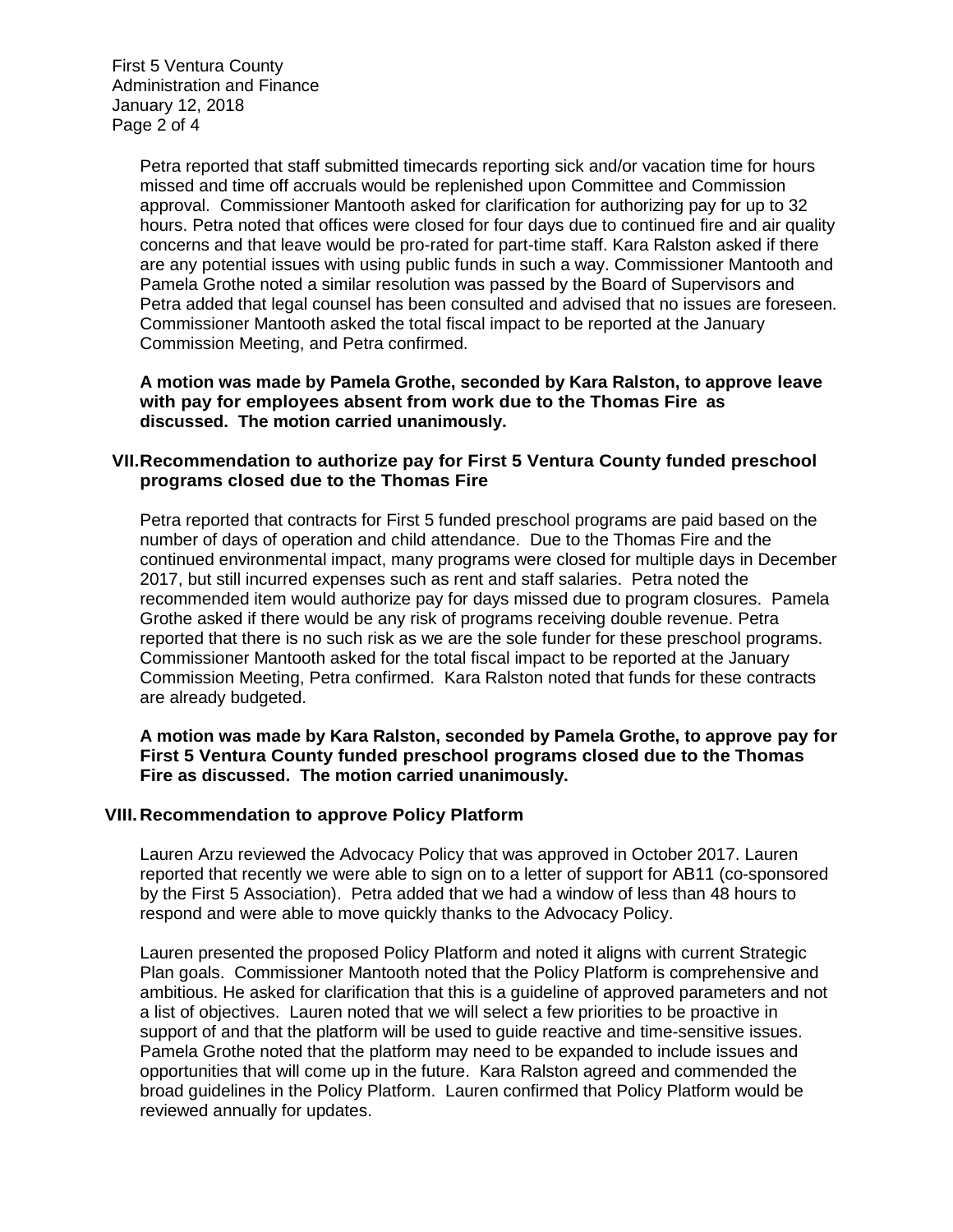Petra reported that staff submitted timecards reporting sick and/or vacation time for hours missed and time off accruals would be replenished upon Committee and Commission approval. Commissioner Mantooth asked for clarification for authorizing pay for up to 32 hours. Petra noted that offices were closed for four days due to continued fire and air quality concerns and that leave would be pro-rated for part-time staff. Kara Ralston asked if there are any potential issues with using public funds in such a way. Commissioner Mantooth and Pamela Grothe noted a similar resolution was passed by the Board of Supervisors and Petra added that legal counsel has been consulted and advised that no issues are foreseen. Commissioner Mantooth asked the total fiscal impact to be reported at the January Commission Meeting, and Petra confirmed.

**A motion was made by Pamela Grothe, seconded by Kara Ralston, to approve leave with pay for employees absent from work due to the Thomas Fire as discussed. The motion carried unanimously.**

## VII. Recommendation to authorize pay for First 5 Ventura County funded preschool programs closed due to the Thomas Fire

Petra reported that contracts for First 5 funded preschool programs are paid based on the number of days of operation and child attendance. Due to the Thomas Fire and the continued environmental impact, many programs were closed for multiple days in December 2017, but still incurred expenses such as rent and staff salaries. Petra noted the recommended item would authorize pay for days missed due to program closures. Pamela Grothe asked if there would be any risk of programs receiving double revenue. Petra reported that there is no such risk as we are the sole funder for these preschool programs. Commissioner Mantooth asked for the total fiscal impact to be reported at the January Commission Meeting, Petra confirmed. Kara Ralston noted that funds for these contracts are already budgeted.

**A motion was made by Kara Ralston, seconded by Pamela Grothe, to approve pay for First 5 Ventura County funded preschool programs closed due to the Thomas Fire as discussed. The motion carried unanimously.**

## VIII. Recommendation to approve Policy Platform

Lauren Arzu reviewed the Advocacy Policy that was approved in October 2017. Lauren reported that recently we were able to sign on to a letter of support for AB11 (co-sponsored by the First 5 Association). Petra added that we had a window of less than 48 hours to respond and were able to move quickly thanks to the Advocacy Policy.

Lauren presented the proposed Policy Platform and noted it aligns with current Strategic Plan goals. Commissioner Mantooth noted that the Policy Platform is comprehensive and ambitious. He asked for clarification that this is a guideline of approved parameters and not a list of objectives. Lauren noted that we will select a few priorities to be proactive in support of and that the platform will be used to guide reactive and time-sensitive issues. Pamela Grothe noted that the platform may need to be expanded to include issues and opportunities that will come up in the future. Kara Ralston agreed and commended the broad guidelines in the Policy Platform. Lauren confirmed that Policy Platform would be reviewed annually for updates.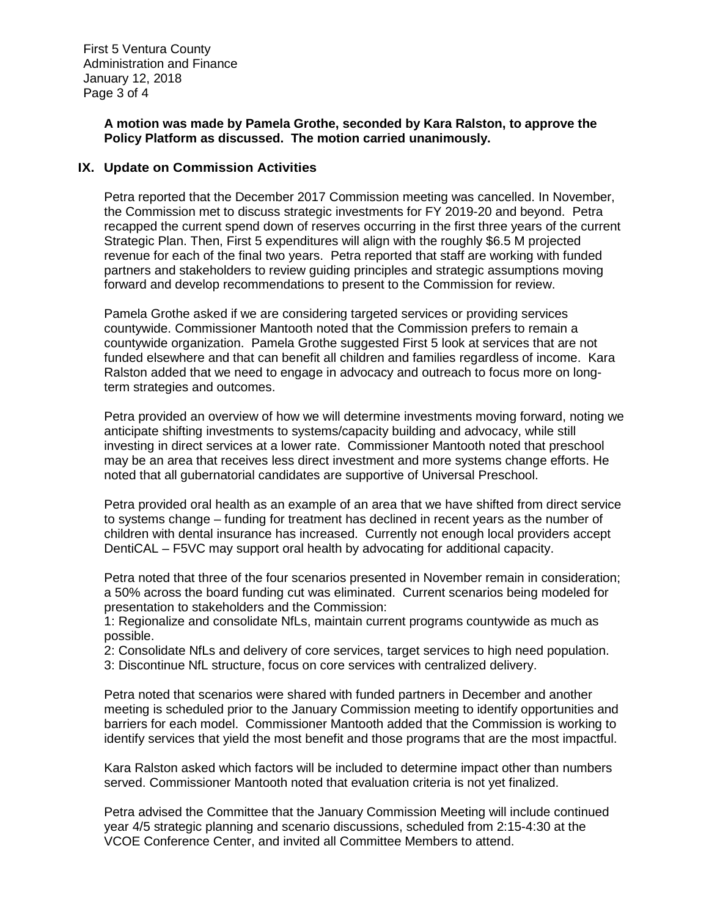**A motion was made by Pamela Grothe, seconded by Kara Ralston, to approve the Policy Platform as discussed. The motion carried unanimously.**

## IX. Update on Commission Activities

Petra reported that the December 2017 Commission meeting was cancelled. In November, the Commission met to discuss strategic investments for FY 2019-20 and beyond. Petra recapped the current spend down of reserves occurring in the first three years of the current Strategic Plan. Then, First 5 expenditures will align with the roughly $6.5 M projected revenue for each of the final two years. Petra reported that staff are working with funded partners and stakeholders to review guiding principles and strategic assumptions moving forward and develop recommendations to present to the Commission for review.

Pamela Grothe asked if we are considering targeted services or providing services countywide. Commissioner Mantooth noted that the Commission prefers to remain a countywide organization. Pamela Grothe suggested First 5 look at services that are not funded elsewhere and that can benefit all children and families regardless of income. Kara Ralston added that we need to engage in advocacy and outreach to focus more on long-term strategies and outcomes.

Petra provided an overview of how we will determine investments moving forward, noting we anticipate shifting investments to systems/capacity building and advocacy, while still investing in direct services at a lower rate. Commissioner Mantooth noted that preschool may be an area that receives less direct investment and more systems change efforts. He noted that all gubernatorial candidates are supportive of Universal Preschool.

Petra provided oral health as an example of an area that we have shifted from direct service to systems change – funding for treatment has declined in recent years as the number of children with dental insurance has increased. Currently not enough local providers accept DentiCAL – F5VC may support oral health by advocating for additional capacity.

Petra noted that three of the four scenarios presented in November remain in consideration; a 50% across the board funding cut was eliminated. Current scenarios being modeled for presentation to stakeholders and the Commission:

1: Regionalize and consolidate NfLs, maintain current programs countywide as much as possible.
2: Consolidate NfLs and delivery of core services, target services to high need population.
3: Discontinue NfL structure, focus on core services with centralized delivery.

Petra noted that scenarios were shared with funded partners in December and another meeting is scheduled prior to the January Commission meeting to identify opportunities and barriers for each model. Commissioner Mantooth added that the Commission is working to identify services that yield the most benefit and those programs that are the most impactful.

Kara Ralston asked which factors will be included to determine impact other than numbers served. Commissioner Mantooth noted that evaluation criteria is not yet finalized.

Petra advised the Committee that the January Commission Meeting will include continued year 4/5 strategic planning and scenario discussions, scheduled from 2:15-4:30 at the VCOE Conference Center, and invited all Committee Members to attend.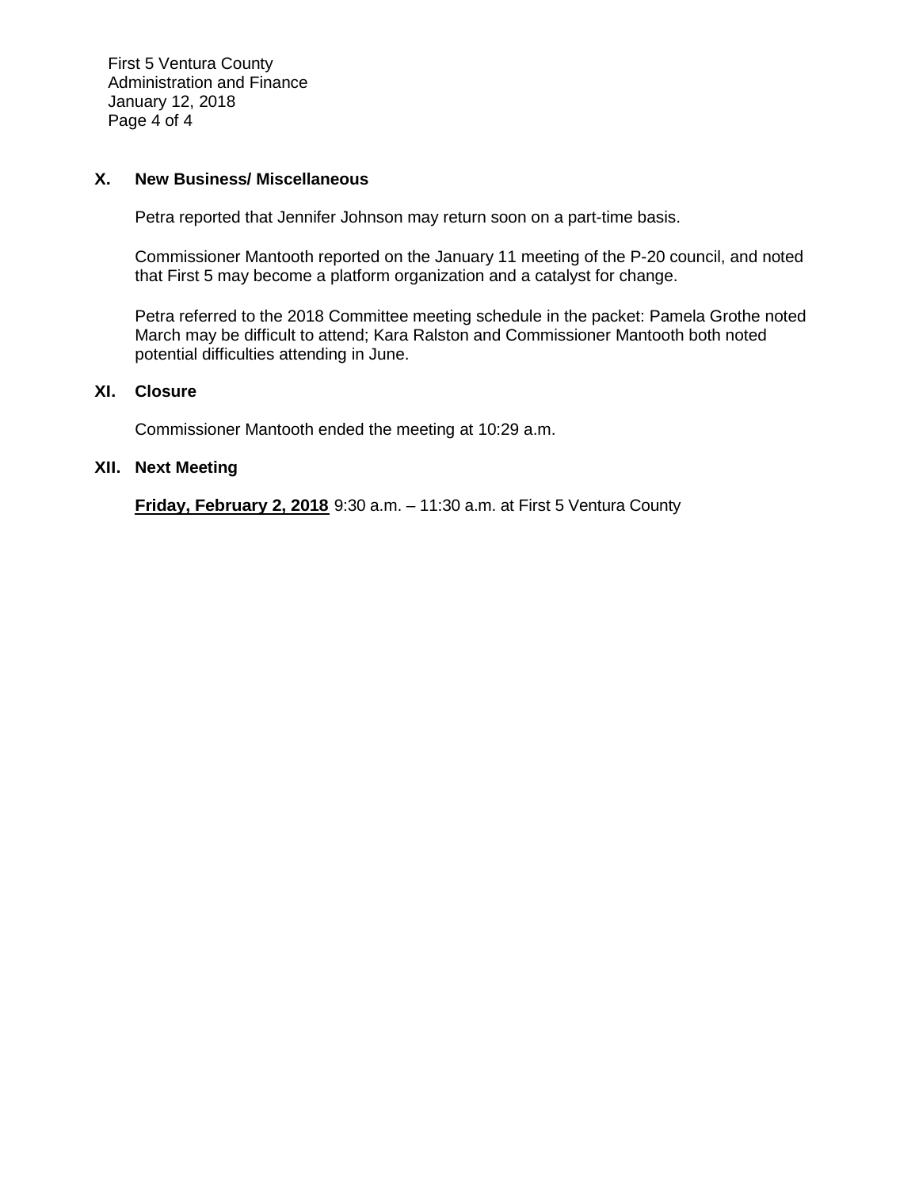## X. New Business/ Miscellaneous

Petra reported that Jennifer Johnson may return soon on a part-time basis.

Commissioner Mantooth reported on the January 11 meeting of the P-20 council, and noted that First 5 may become a platform organization and a catalyst for change.

Petra referred to the 2018 Committee meeting schedule in the packet: Pamela Grothe noted March may be difficult to attend; Kara Ralston and Commissioner Mantooth both noted potential difficulties attending in June.

## XI. Closure

Commissioner Mantooth ended the meeting at 10:29 a.m.

## XII. Next Meeting

**Friday, February 2, 2018** 9:30 a.m. – 11:30 a.m. at First 5 Ventura County